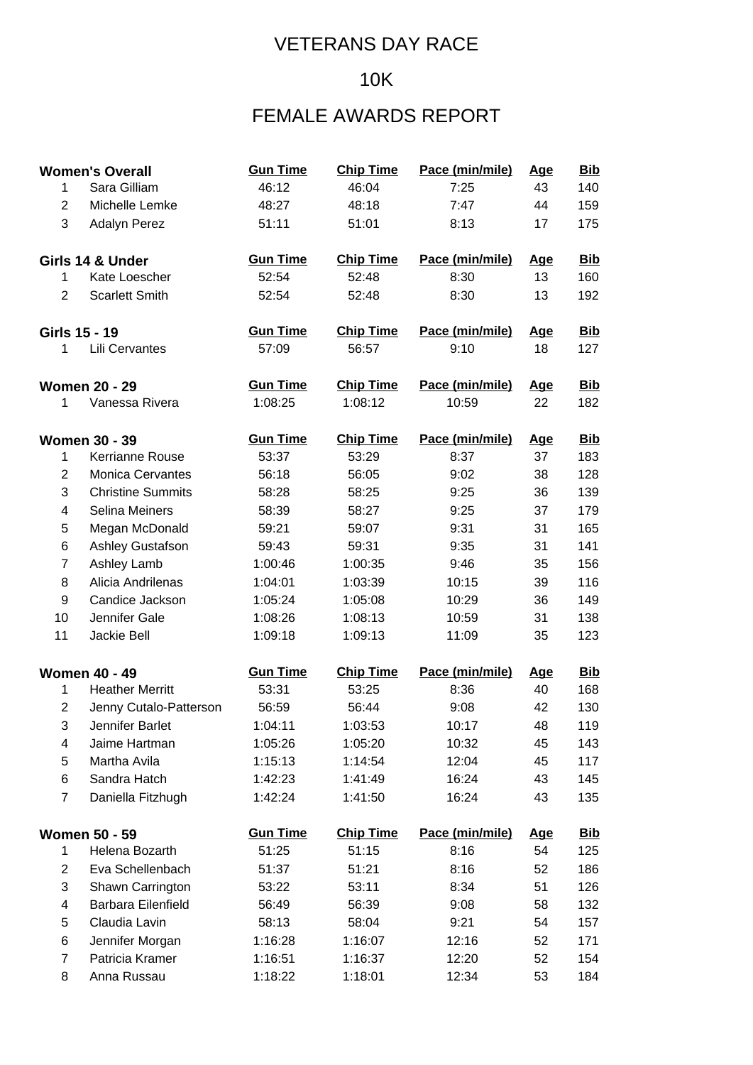# VETERANS DAY RACE

## 10K

## FEMALE AWARDS REPORT

| Women's Overall | | Gun Time | Chip Time | Pace (min/mile) | Age | Bib |
|---|---|---|---|---|---|---|
| 1 | Sara Gilliam | 46:12 | 46:04 | 7:25 | 43 | 140 |
| 2 | Michelle Lemke | 48:27 | 48:18 | 7:47 | 44 | 159 |
| 3 | Adalyn Perez | 51:11 | 51:01 | 8:13 | 17 | 175 |

| Girls 14 & Under | | Gun Time | Chip Time | Pace (min/mile) | Age | Bib |
|---|---|---|---|---|---|---|
| 1 | Kate Loescher | 52:54 | 52:48 | 8:30 | 13 | 160 |
| 2 | Scarlett Smith | 52:54 | 52:48 | 8:30 | 13 | 192 |

| Girls 15 - 19 | | Gun Time | Chip Time | Pace (min/mile) | Age | Bib |
|---|---|---|---|---|---|---|
| 1 | Lili Cervantes | 57:09 | 56:57 | 9:10 | 18 | 127 |

| Women 20 - 29 | | Gun Time | Chip Time | Pace (min/mile) | Age | Bib |
|---|---|---|---|---|---|---|
| 1 | Vanessa Rivera | 1:08:25 | 1:08:12 | 10:59 | 22 | 182 |

| Women 30 - 39 | | Gun Time | Chip Time | Pace (min/mile) | Age | Bib |
|---|---|---|---|---|---|---|
| 1 | Kerrianne Rouse | 53:37 | 53:29 | 8:37 | 37 | 183 |
| 2 | Monica Cervantes | 56:18 | 56:05 | 9:02 | 38 | 128 |
| 3 | Christine Summits | 58:28 | 58:25 | 9:25 | 36 | 139 |
| 4 | Selina Meiners | 58:39 | 58:27 | 9:25 | 37 | 179 |
| 5 | Megan McDonald | 59:21 | 59:07 | 9:31 | 31 | 165 |
| 6 | Ashley Gustafson | 59:43 | 59:31 | 9:35 | 31 | 141 |
| 7 | Ashley Lamb | 1:00:46 | 1:00:35 | 9:46 | 35 | 156 |
| 8 | Alicia Andrilenas | 1:04:01 | 1:03:39 | 10:15 | 39 | 116 |
| 9 | Candice Jackson | 1:05:24 | 1:05:08 | 10:29 | 36 | 149 |
| 10 | Jennifer Gale | 1:08:26 | 1:08:13 | 10:59 | 31 | 138 |
| 11 | Jackie Bell | 1:09:18 | 1:09:13 | 11:09 | 35 | 123 |

| Women 40 - 49 | | Gun Time | Chip Time | Pace (min/mile) | Age | Bib |
|---|---|---|---|---|---|---|
| 1 | Heather Merritt | 53:31 | 53:25 | 8:36 | 40 | 168 |
| 2 | Jenny Cutalo-Patterson | 56:59 | 56:44 | 9:08 | 42 | 130 |
| 3 | Jennifer Barlet | 1:04:11 | 1:03:53 | 10:17 | 48 | 119 |
| 4 | Jaime Hartman | 1:05:26 | 1:05:20 | 10:32 | 45 | 143 |
| 5 | Martha Avila | 1:15:13 | 1:14:54 | 12:04 | 45 | 117 |
| 6 | Sandra Hatch | 1:42:23 | 1:41:49 | 16:24 | 43 | 145 |
| 7 | Daniella Fitzhugh | 1:42:24 | 1:41:50 | 16:24 | 43 | 135 |

| Women 50 - 59 | | Gun Time | Chip Time | Pace (min/mile) | Age | Bib |
|---|---|---|---|---|---|---|
| 1 | Helena Bozarth | 51:25 | 51:15 | 8:16 | 54 | 125 |
| 2 | Eva Schellenbach | 51:37 | 51:21 | 8:16 | 52 | 186 |
| 3 | Shawn Carrington | 53:22 | 53:11 | 8:34 | 51 | 126 |
| 4 | Barbara Eilenfield | 56:49 | 56:39 | 9:08 | 58 | 132 |
| 5 | Claudia Lavin | 58:13 | 58:04 | 9:21 | 54 | 157 |
| 6 | Jennifer Morgan | 1:16:28 | 1:16:07 | 12:16 | 52 | 171 |
| 7 | Patricia Kramer | 1:16:51 | 1:16:37 | 12:20 | 52 | 154 |
| 8 | Anna Russau | 1:18:22 | 1:18:01 | 12:34 | 53 | 184 |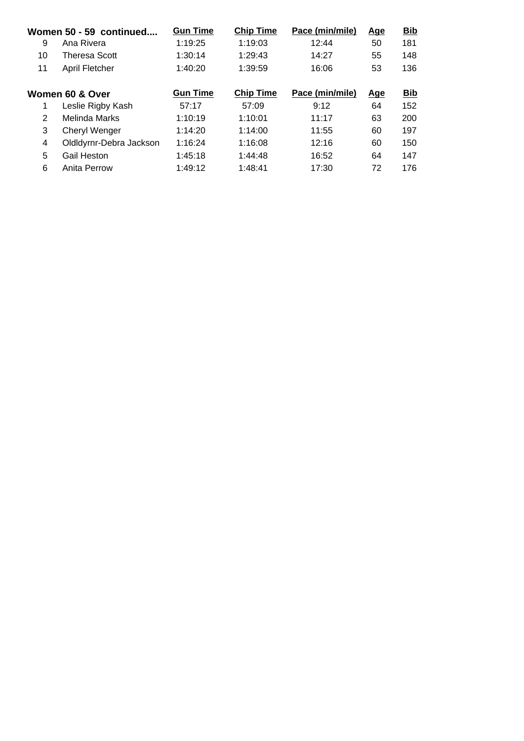| Women 50 - 59 continued.... | | Gun Time | Chip Time | Pace (min/mile) | Age | Bib |
|---|---|---|---|---|---|---|
| 9 | Ana Rivera | 1:19:25 | 1:19:03 | 12:44 | 50 | 181 |
| 10 | Theresa Scott | 1:30:14 | 1:29:43 | 14:27 | 55 | 148 |
| 11 | April Fletcher | 1:40:20 | 1:39:59 | 16:06 | 53 | 136 |

| Women 60 & Over | | Gun Time | Chip Time | Pace (min/mile) | Age | Bib |
|---|---|---|---|---|---|---|
| 1 | Leslie Rigby Kash | 57:17 | 57:09 | 9:12 | 64 | 152 |
| 2 | Melinda Marks | 1:10:19 | 1:10:01 | 11:17 | 63 | 200 |
| 3 | Cheryl Wenger | 1:14:20 | 1:14:00 | 11:55 | 60 | 197 |
| 4 | Oldldyrnr-Debra Jackson | 1:16:24 | 1:16:08 | 12:16 | 60 | 150 |
| 5 | Gail Heston | 1:45:18 | 1:44:48 | 16:52 | 64 | 147 |
| 6 | Anita Perrow | 1:49:12 | 1:48:41 | 17:30 | 72 | 176 |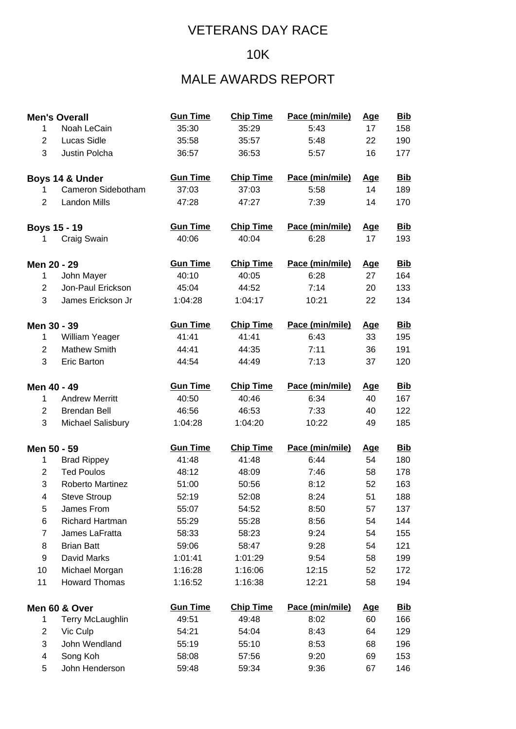# VETERANS DAY RACE

## 10K

## MALE AWARDS REPORT

| Men's Overall | | Gun Time | Chip Time | Pace (min/mile) | Age | Bib |
|---|---|---|---|---|---|---|
| 1 | Noah LeCain | 35:30 | 35:29 | 5:43 | 17 | 158 |
| 2 | Lucas Sidle | 35:58 | 35:57 | 5:48 | 22 | 190 |
| 3 | Justin Polcha | 36:57 | 36:53 | 5:57 | 16 | 177 |

| Boys 14 & Under | | Gun Time | Chip Time | Pace (min/mile) | Age | Bib |
|---|---|---|---|---|---|---|
| 1 | Cameron Sidebotham | 37:03 | 37:03 | 5:58 | 14 | 189 |
| 2 | Landon Mills | 47:28 | 47:27 | 7:39 | 14 | 170 |

| Boys 15 - 19 | | Gun Time | Chip Time | Pace (min/mile) | Age | Bib |
|---|---|---|---|---|---|---|
| 1 | Craig Swain | 40:06 | 40:04 | 6:28 | 17 | 193 |

| Men 20 - 29 | | Gun Time | Chip Time | Pace (min/mile) | Age | Bib |
|---|---|---|---|---|---|---|
| 1 | John Mayer | 40:10 | 40:05 | 6:28 | 27 | 164 |
| 2 | Jon-Paul Erickson | 45:04 | 44:52 | 7:14 | 20 | 133 |
| 3 | James Erickson Jr | 1:04:28 | 1:04:17 | 10:21 | 22 | 134 |

| Men 30 - 39 | | Gun Time | Chip Time | Pace (min/mile) | Age | Bib |
|---|---|---|---|---|---|---|
| 1 | William Yeager | 41:41 | 41:41 | 6:43 | 33 | 195 |
| 2 | Mathew Smith | 44:41 | 44:35 | 7:11 | 36 | 191 |
| 3 | Eric Barton | 44:54 | 44:49 | 7:13 | 37 | 120 |

| Men 40 - 49 | | Gun Time | Chip Time | Pace (min/mile) | Age | Bib |
|---|---|---|---|---|---|---|
| 1 | Andrew Merritt | 40:50 | 40:46 | 6:34 | 40 | 167 |
| 2 | Brendan Bell | 46:56 | 46:53 | 7:33 | 40 | 122 |
| 3 | Michael Salisbury | 1:04:28 | 1:04:20 | 10:22 | 49 | 185 |

| Men 50 - 59 | | Gun Time | Chip Time | Pace (min/mile) | Age | Bib |
|---|---|---|---|---|---|---|
| 1 | Brad Rippey | 41:48 | 41:48 | 6:44 | 54 | 180 |
| 2 | Ted Poulos | 48:12 | 48:09 | 7:46 | 58 | 178 |
| 3 | Roberto Martinez | 51:00 | 50:56 | 8:12 | 52 | 163 |
| 4 | Steve Stroup | 52:19 | 52:08 | 8:24 | 51 | 188 |
| 5 | James From | 55:07 | 54:52 | 8:50 | 57 | 137 |
| 6 | Richard Hartman | 55:29 | 55:28 | 8:56 | 54 | 144 |
| 7 | James LaFratta | 58:33 | 58:23 | 9:24 | 54 | 155 |
| 8 | Brian Batt | 59:06 | 58:47 | 9:28 | 54 | 121 |
| 9 | David Marks | 1:01:41 | 1:01:29 | 9:54 | 58 | 199 |
| 10 | Michael Morgan | 1:16:28 | 1:16:06 | 12:15 | 52 | 172 |
| 11 | Howard Thomas | 1:16:52 | 1:16:38 | 12:21 | 58 | 194 |

| Men 60 & Over | | Gun Time | Chip Time | Pace (min/mile) | Age | Bib |
|---|---|---|---|---|---|---|
| 1 | Terry McLaughlin | 49:51 | 49:48 | 8:02 | 60 | 166 |
| 2 | Vic Culp | 54:21 | 54:04 | 8:43 | 64 | 129 |
| 3 | John Wendland | 55:19 | 55:10 | 8:53 | 68 | 196 |
| 4 | Song Koh | 58:08 | 57:56 | 9:20 | 69 | 153 |
| 5 | John Henderson | 59:48 | 59:34 | 9:36 | 67 | 146 |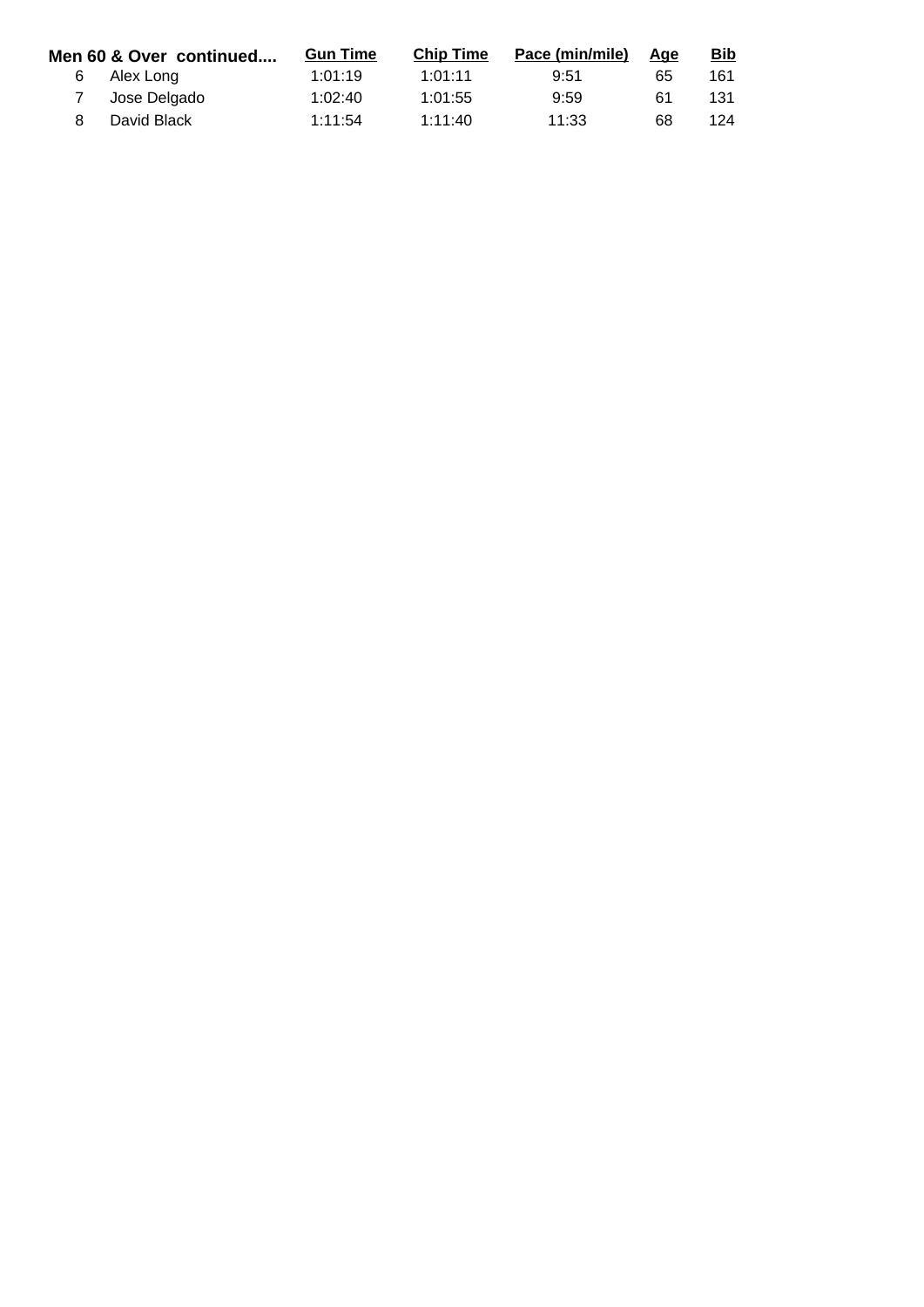| Men 60 & Over continued.... | | Gun Time | Chip Time | Pace (min/mile) | Age | Bib |
|---|---|---|---|---|---|---|
| 6 | Alex Long | 1:01:19 | 1:01:11 | 9:51 | 65 | 161 |
| 7 | Jose Delgado | 1:02:40 | 1:01:55 | 9:59 | 61 | 131 |
| 8 | David Black | 1:11:54 | 1:11:40 | 11:33 | 68 | 124 |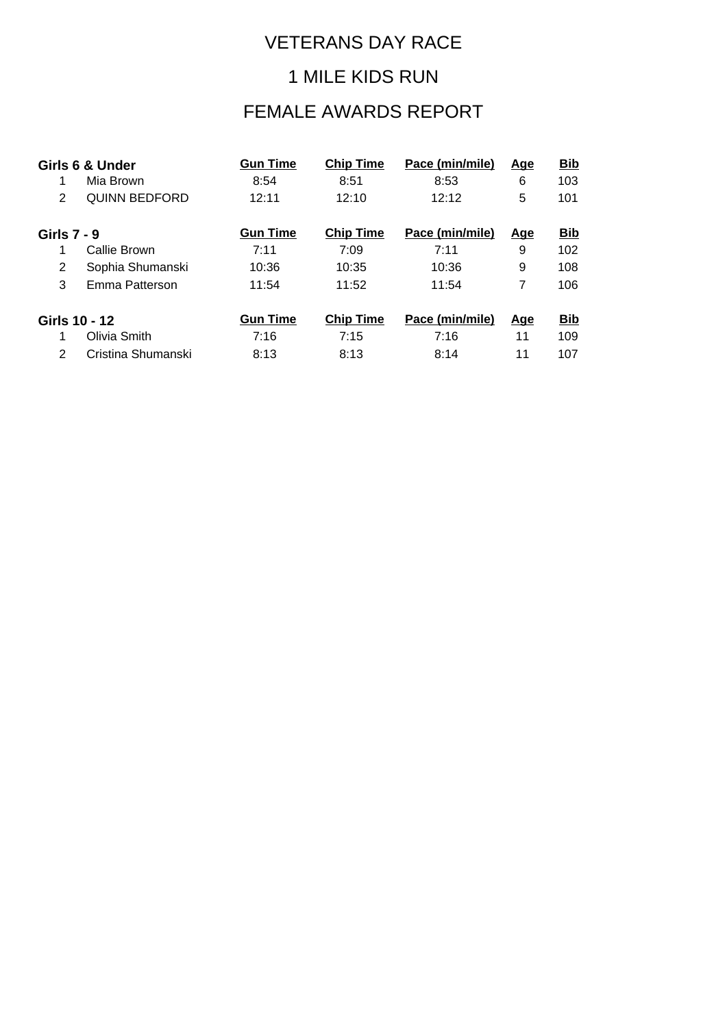# VETERANS DAY RACE

## 1 MILE KIDS RUN

## FEMALE AWARDS REPORT

| Girls 6 & Under | | Gun Time | Chip Time | Pace (min/mile) | Age | Bib |
|---|---|---|---|---|---|---|
| 1 | Mia Brown | 8:54 | 8:51 | 8:53 | 6 | 103 |
| 2 | QUINN BEDFORD | 12:11 | 12:10 | 12:12 | 5 | 101 |

| Girls 7 - 9 | | Gun Time | Chip Time | Pace (min/mile) | Age | Bib |
|---|---|---|---|---|---|---|
| 1 | Callie Brown | 7:11 | 7:09 | 7:11 | 9 | 102 |
| 2 | Sophia Shumanski | 10:36 | 10:35 | 10:36 | 9 | 108 |
| 3 | Emma Patterson | 11:54 | 11:52 | 11:54 | 7 | 106 |

| Girls 10 - 12 | | Gun Time | Chip Time | Pace (min/mile) | Age | Bib |
|---|---|---|---|---|---|---|
| 1 | Olivia Smith | 7:16 | 7:15 | 7:16 | 11 | 109 |
| 2 | Cristina Shumanski | 8:13 | 8:13 | 8:14 | 11 | 107 |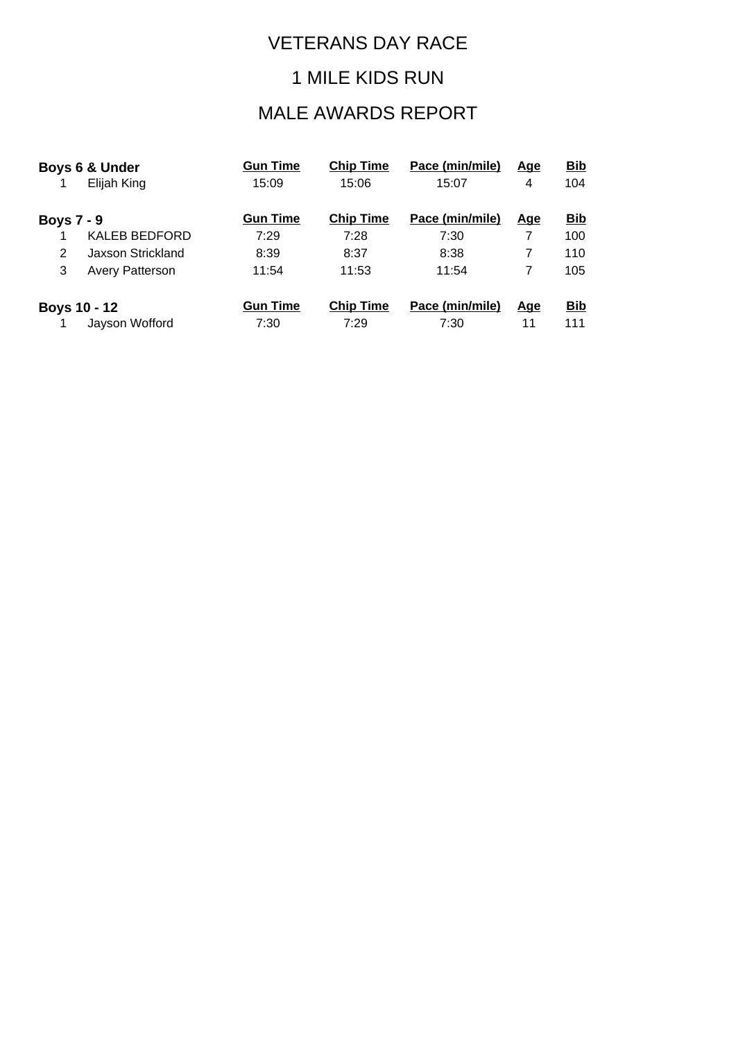# VETERANS DAY RACE

## 1 MILE KIDS RUN

## MALE AWARDS REPORT

| Boys 6 & Under | | Gun Time | Chip Time | Pace (min/mile) | Age | Bib |
|---|---|---|---|---|---|---|
| 1 | Elijah King | 15:09 | 15:06 | 15:07 | 4 | 104 |

| Boys 7 - 9 | | Gun Time | Chip Time | Pace (min/mile) | Age | Bib |
|---|---|---|---|---|---|---|
| 1 | KALEB BEDFORD | 7:29 | 7:28 | 7:30 | 7 | 100 |
| 2 | Jaxson Strickland | 8:39 | 8:37 | 8:38 | 7 | 110 |
| 3 | Avery Patterson | 11:54 | 11:53 | 11:54 | 7 | 105 |

| Boys 10 - 12 | | Gun Time | Chip Time | Pace (min/mile) | Age | Bib |
|---|---|---|---|---|---|---|
| 1 | Jayson Wofford | 7:30 | 7:29 | 7:30 | 11 | 111 |